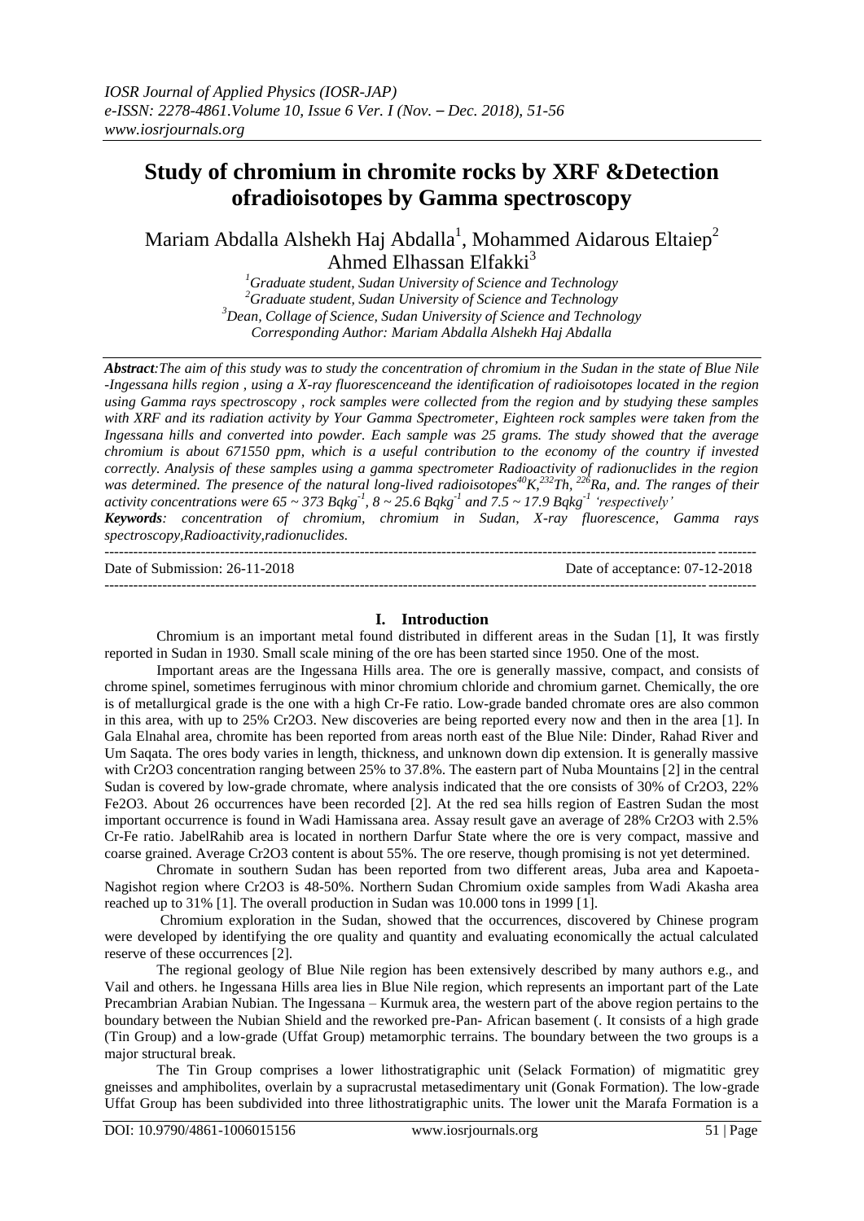# Study of chromium in chromite rocks by XRF &Detection ofradioisotopes by Gamma spectroscopy

Mariam Abdalla Alshekh Haj Abdalla[1], Mohammed Aidarous Eltaiep[2] Ahmed Elhassan Elfakki[3]

[1]Graduate student, Sudan University of Science and Technology
[2]Graduate student, Sudan University of Science and Technology
[3]Dean, Collage of Science, Sudan University of Science and Technology
Corresponding Author: Mariam Abdalla Alshekh Haj Abdalla

***Abstract**:The aim of this study was to study the concentration of chromium in the Sudan in the state of Blue Nile -Ingessana hills region , using a X-ray fluorescenceand the identification of radioisotopes located in the region using Gamma rays spectroscopy , rock samples were collected from the region and by studying these samples with XRF and its radiation activity by Your Gamma Spectrometer, Eighteen rock samples were taken from the Ingessana hills and converted into powder. Each sample was 25 grams. The study showed that the average chromium is about 671550 ppm, which is a useful contribution to the economy of the country if invested correctly. Analysis of these samples using a gamma spectrometer Radioactivity of radionuclides in the region was determined. The presence of the natural long-lived radioisotopes $^{40}K$,$^{232}Th$, $^{226}Ra$, and. The ranges of their activity concentrations were 65 ~ 373 $Bqkg^{-1}$, 8 ~ 25.6 $Bqkg^{-1}$ and 7.5 ~ 17.9 $Bqkg^{-1}$ 'respectively'*

***Keywords**: concentration of chromium, chromium in Sudan, X-ray fluorescence, Gamma rays spectroscopy,Radioactivity,radionuclides.*

Date of Submission: 26-11-2018 Date of acceptance: 07-12-2018

## I. Introduction

Chromium is an important metal found distributed in different areas in the Sudan [1], It was firstly reported in Sudan in 1930. Small scale mining of the ore has been started since 1950. One of the most.

Important areas are the Ingessana Hills area. The ore is generally massive, compact, and consists of chrome spinel, sometimes ferruginous with minor chromium chloride and chromium garnet. Chemically, the ore is of metallurgical grade is the one with a high Cr-Fe ratio. Low-grade banded chromate ores are also common in this area, with up to 25% Cr2O3. New discoveries are being reported every now and then in the area [1]. In Gala Elnahal area, chromite has been reported from areas north east of the Blue Nile: Dinder, Rahad River and Um Saqata. The ores body varies in length, thickness, and unknown down dip extension. It is generally massive with Cr2O3 concentration ranging between 25% to 37.8%. The eastern part of Nuba Mountains [2] in the central Sudan is covered by low-grade chromate, where analysis indicated that the ore consists of 30% of Cr2O3, 22% Fe2O3. About 26 occurrences have been recorded [2]. At the red sea hills region of Eastren Sudan the most important occurrence is found in Wadi Hamissana area. Assay result gave an average of 28% Cr2O3 with 2.5% Cr-Fe ratio. JabelRahib area is located in northern Darfur State where the ore is very compact, massive and coarse grained. Average Cr2O3 content is about 55%. The ore reserve, though promising is not yet determined.

Chromate in southern Sudan has been reported from two different areas, Juba area and Kapoeta-Nagishot region where Cr2O3 is 48-50%. Northern Sudan Chromium oxide samples from Wadi Akasha area reached up to 31% [1]. The overall production in Sudan was 10.000 tons in 1999 [1].

Chromium exploration in the Sudan, showed that the occurrences, discovered by Chinese program were developed by identifying the ore quality and quantity and evaluating economically the actual calculated reserve of these occurrences [2].

The regional geology of Blue Nile region has been extensively described by many authors e.g., and Vail and others. he Ingessana Hills area lies in Blue Nile region, which represents an important part of the Late Precambrian Arabian Nubian. The Ingessana – Kurmuk area, the western part of the above region pertains to the boundary between the Nubian Shield and the reworked pre-Pan- African basement (. It consists of a high grade (Tin Group) and a low-grade (Uffat Group) metamorphic terrains. The boundary between the two groups is a major structural break.

The Tin Group comprises a lower lithostratigraphic unit (Selack Formation) of migmatitic grey gneisses and amphibolites, overlain by a supracrustal metasedimentary unit (Gonak Formation). The low-grade Uffat Group has been subdivided into three lithostratigraphic units. The lower unit the Marafa Formation is a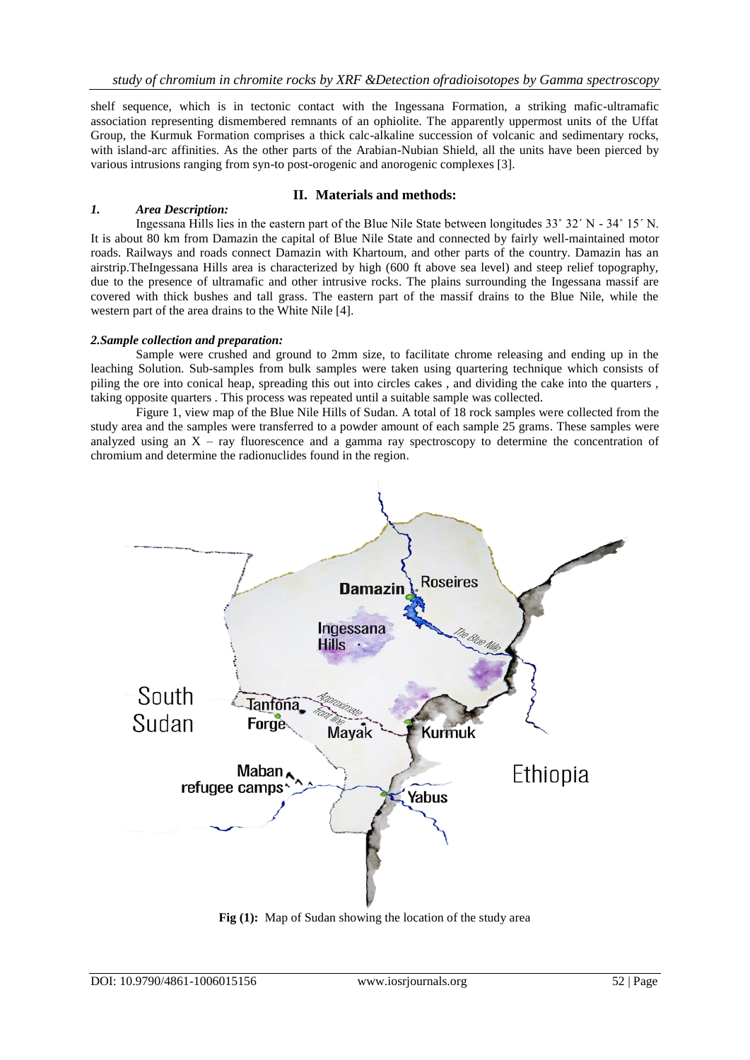shelf sequence, which is in tectonic contact with the Ingessana Formation, a striking mafic-ultramafic association representing dismembered remnants of an ophiolite. The apparently uppermost units of the Uffat Group, the Kurmuk Formation comprises a thick calc-alkaline succession of volcanic and sedimentary rocks, with island-arc affinities. As the other parts of the Arabian-Nubian Shield, all the units have been pierced by various intrusions ranging from syn-to post-orogenic and anorogenic complexes [3].

## II. Materials and methods:

### *1. Area Description:*

Ingessana Hills lies in the eastern part of the Blue Nile State between longitudes 33˚ 32´ N - 34˚ 15´ N. It is about 80 km from Damazin the capital of Blue Nile State and connected by fairly well-maintained motor roads. Railways and roads connect Damazin with Khartoum, and other parts of the country. Damazin has an airstrip.TheIngessana Hills area is characterized by high (600 ft above sea level) and steep relief topography, due to the presence of ultramafic and other intrusive rocks. The plains surrounding the Ingessana massif are covered with thick bushes and tall grass. The eastern part of the massif drains to the Blue Nile, while the western part of the area drains to the White Nile [4].

### *2.Sample collection and preparation:*

Sample were crushed and ground to 2mm size, to facilitate chrome releasing and ending up in the leaching Solution. Sub-samples from bulk samples were taken using quartering technique which consists of piling the ore into conical heap, spreading this out into circles cakes , and dividing the cake into the quarters , taking opposite quarters . This process was repeated until a suitable sample was collected.

Figure 1, view map of the Blue Nile Hills of Sudan. A total of 18 rock samples were collected from the study area and the samples were transferred to a powder amount of each sample 25 grams. These samples were analyzed using an X – ray fluorescence and a gamma ray spectroscopy to determine the concentration of chromium and determine the radionuclides found in the region.

**Fig (1):** Map of Sudan showing the location of the study area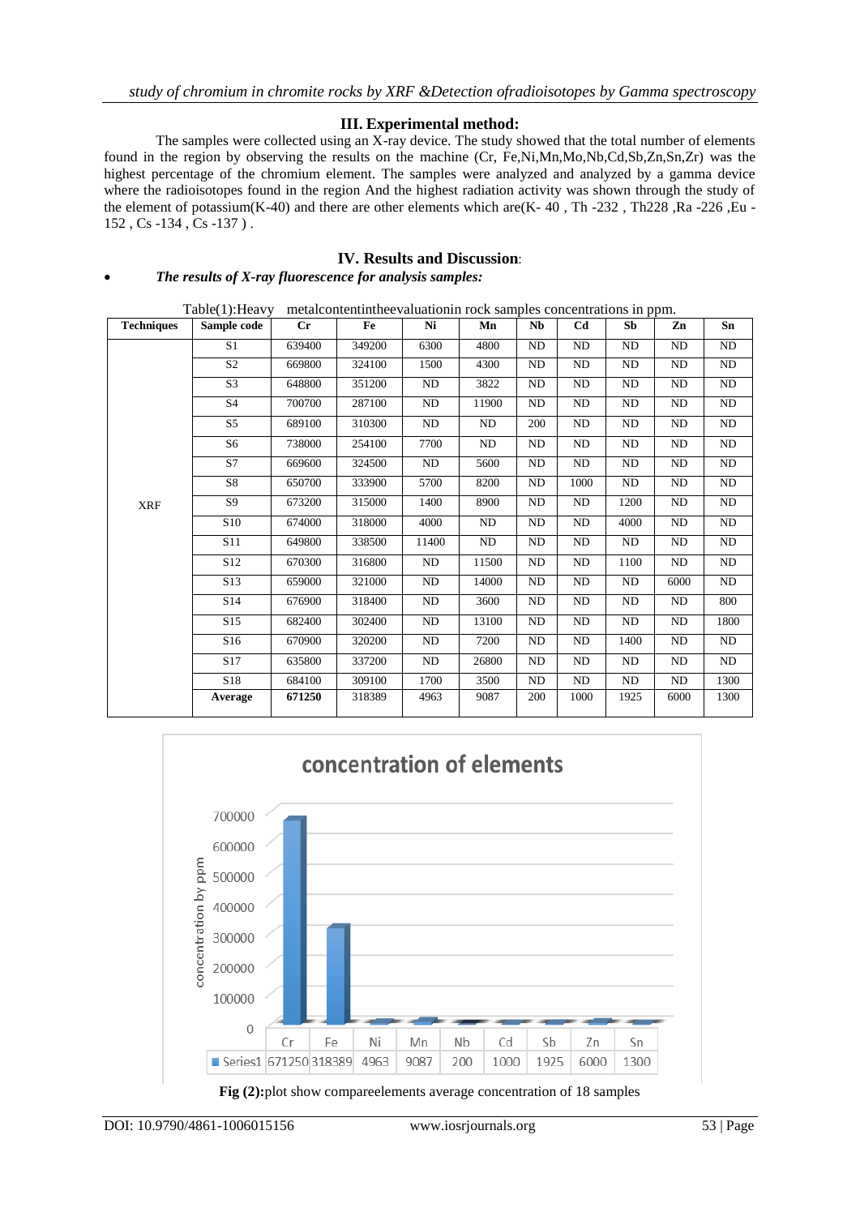### III. Experimental method:

The samples were collected using an X-ray device. The study showed that the total number of elements found in the region by observing the results on the machine (Cr, Fe,Ni,Mn,Mo,Nb,Cd,Sb,Zn,Sn,Zr) was the highest percentage of the chromium element. The samples were analyzed and analyzed by a gamma device where the radioisotopes found in the region And the highest radiation activity was shown through the study of the element of potassium(K-40) and there are other elements which are(K- 40 , Th -232 , Th228 ,Ra -226 ,Eu -152 , Cs -134 , Cs -137 ) .

### IV. Results and Discussion:

- ***The results of X-ray fluorescence for analysis samples:***

Table(1):Heavy metalcontentintheevaluationin rock samples concentrations in ppm.

| Techniques | Sample code | Cr | Fe | Ni | Mn | Nb | Cd | Sb | Zn | Sn |
|---|---|---|---|---|---|---|---|---|---|---|
| XRF | S1 | 639400 | 349200 | 6300 | 4800 | ND | ND | ND | ND | ND |
| | S2 | 669800 | 324100 | 1500 | 4300 | ND | ND | ND | ND | ND |
| | S3 | 648800 | 351200 | ND | 3822 | ND | ND | ND | ND | ND |
| | S4 | 700700 | 287100 | ND | 11900 | ND | ND | ND | ND | ND |
| | S5 | 689100 | 310300 | ND | ND | 200 | ND | ND | ND | ND |
| | S6 | 738000 | 254100 | 7700 | ND | ND | ND | ND | ND | ND |
| | S7 | 669600 | 324500 | ND | 5600 | ND | ND | ND | ND | ND |
| | S8 | 650700 | 333900 | 5700 | 8200 | ND | 1000 | ND | ND | ND |
| | S9 | 673200 | 315000 | 1400 | 8900 | ND | ND | 1200 | ND | ND |
| | S10 | 674000 | 318000 | 4000 | ND | ND | ND | 4000 | ND | ND |
| | S11 | 649800 | 338500 | 11400 | ND | ND | ND | ND | ND | ND |
| | S12 | 670300 | 316800 | ND | 11500 | ND | ND | 1100 | ND | ND |
| | S13 | 659000 | 321000 | ND | 14000 | ND | ND | ND | 6000 | ND |
| | S14 | 676900 | 318400 | ND | 3600 | ND | ND | ND | ND | 800 |
| | S15 | 682400 | 302400 | ND | 13100 | ND | ND | ND | ND | 1800 |
| | S16 | 670900 | 320200 | ND | 7200 | ND | ND | 1400 | ND | ND |
| | S17 | 635800 | 337200 | ND | 26800 | ND | ND | ND | ND | ND |
| | S18 | 684100 | 309100 | 1700 | 3500 | ND | ND | ND | ND | 1300 |
| | **Average** | **671250** | 318389 | 4963 | 9087 | 200 | 1000 | 1925 | 6000 | 1300 |

**Fig (2):**plot show compareelements average concentration of 18 samples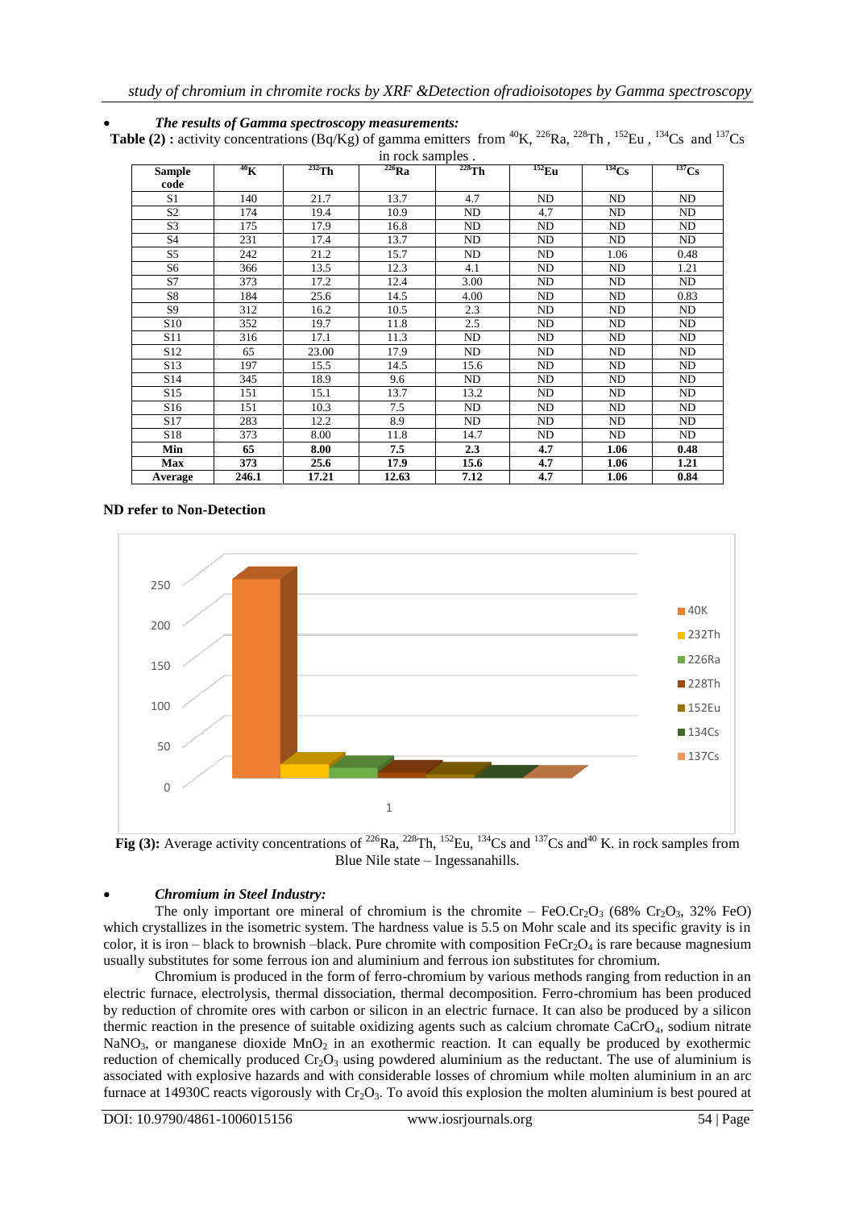- ***The results of Gamma spectroscopy measurements:***

**Table (2) :** activity concentrations (Bq/Kg) of gamma emitters from $^{40}K$, $^{226}Ra$, $^{228}Th$ , $^{152}Eu$ , $^{134}Cs$ and $^{137}Cs$ in rock samples .

| Sample code | $^{40}K$ | $^{232}Th$ | $^{226}Ra$ | $^{228}Th$ | $^{152}Eu$ | $^{134}Cs$ | $^{137}Cs$ |
|---|---|---|---|---|---|---|---|
| S1 | 140 | 21.7 | 13.7 | 4.7 | ND | ND | ND |
| S2 | 174 | 19.4 | 10.9 | ND | 4.7 | ND | ND |
| S3 | 175 | 17.9 | 16.8 | ND | ND | ND | ND |
| S4 | 231 | 17.4 | 13.7 | ND | ND | ND | ND |
| S5 | 242 | 21.2 | 15.7 | ND | ND | 1.06 | 0.48 |
| S6 | 366 | 13.5 | 12.3 | 4.1 | ND | ND | 1.21 |
| S7 | 373 | 17.2 | 12.4 | 3.00 | ND | ND | ND |
| S8 | 184 | 25.6 | 14.5 | 4.00 | ND | ND | 0.83 |
| S9 | 312 | 16.2 | 10.5 | 2.3 | ND | ND | ND |
| S10 | 352 | 19.7 | 11.8 | 2.5 | ND | ND | ND |
| S11 | 316 | 17.1 | 11.3 | ND | ND | ND | ND |
| S12 | 65 | 23.00 | 17.9 | ND | ND | ND | ND |
| S13 | 197 | 15.5 | 14.5 | 15.6 | ND | ND | ND |
| S14 | 345 | 18.9 | 9.6 | ND | ND | ND | ND |
| S15 | 151 | 15.1 | 13.7 | 13.2 | ND | ND | ND |
| S16 | 151 | 10.3 | 7.5 | ND | ND | ND | ND |
| S17 | 283 | 12.2 | 8.9 | ND | ND | ND | ND |
| S18 | 373 | 8.00 | 11.8 | 14.7 | ND | ND | ND |
| **Min** | **65** | **8.00** | **7.5** | **2.3** | **4.7** | **1.06** | **0.48** |
| **Max** | **373** | **25.6** | **17.9** | **15.6** | **4.7** | **1.06** | **1.21** |
| **Average** | **246.1** | **17.21** | **12.63** | **7.12** | **4.7** | **1.06** | **0.84** |

**ND refer to Non-Detection**

**Fig (3):** Average activity concentrations of $^{226}Ra$, $^{228}Th$, $^{152}Eu$, $^{134}Cs$ and $^{137}Cs$ and $^{40}K$. in rock samples from Blue Nile state – Ingessanahills.

- ***Chromium in Steel Industry:***

The only important ore mineral of chromium is the chromite – $FeO.Cr_2O_3$ (68% $Cr_2O_3$, 32% FeO) which crystallizes in the isometric system. The hardness value is 5.5 on Mohr scale and its specific gravity is in color, it is iron – black to brownish –black. Pure chromite with composition $FeCr_2O_4$ is rare because magnesium usually substitutes for some ferrous ion and aluminium and ferrous ion substitutes for chromium.

Chromium is produced in the form of ferro-chromium by various methods ranging from reduction in an electric furnace, electrolysis, thermal dissociation, thermal decomposition. Ferro-chromium has been produced by reduction of chromite ores with carbon or silicon in an electric furnace. It can also be produced by a silicon thermic reaction in the presence of suitable oxidizing agents such as calcium chromate $CaCrO_4$, sodium nitrate $NaNO_3$, or manganese dioxide $MnO_2$ in an exothermic reaction. It can equally be produced by exothermic reduction of chemically produced $Cr_2O_3$ using powdered aluminium as the reductant. The use of aluminium is associated with explosive hazards and with considerable losses of chromium while molten aluminium in an arc furnace at 14930C reacts vigorously with $Cr_2O_3$. To avoid this explosion the molten aluminium is best poured at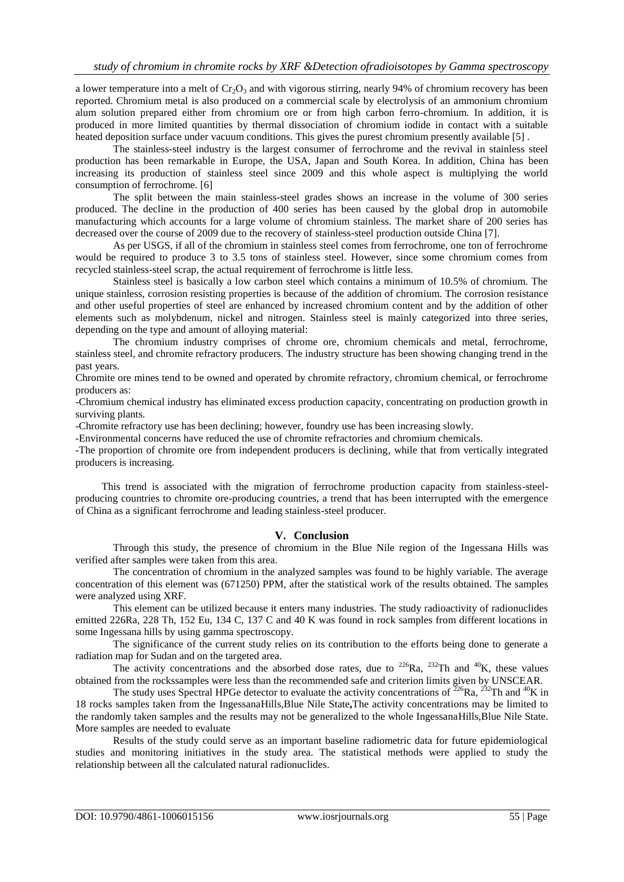a lower temperature into a melt of $Cr_2O_3$ and with vigorous stirring, nearly 94% of chromium recovery has been reported. Chromium metal is also produced on a commercial scale by electrolysis of an ammonium chromium alum solution prepared either from chromium ore or from high carbon ferro-chromium. In addition, it is produced in more limited quantities by thermal dissociation of chromium iodide in contact with a suitable heated deposition surface under vacuum conditions. This gives the purest chromium presently available [5] .

The stainless-steel industry is the largest consumer of ferrochrome and the revival in stainless steel production has been remarkable in Europe, the USA, Japan and South Korea. In addition, China has been increasing its production of stainless steel since 2009 and this whole aspect is multiplying the world consumption of ferrochrome. [6]

The split between the main stainless-steel grades shows an increase in the volume of 300 series produced. The decline in the production of 400 series has been caused by the global drop in automobile manufacturing which accounts for a large volume of chromium stainless. The market share of 200 series has decreased over the course of 2009 due to the recovery of stainless-steel production outside China [7].

As per USGS, if all of the chromium in stainless steel comes from ferrochrome, one ton of ferrochrome would be required to produce 3 to 3.5 tons of stainless steel. However, since some chromium comes from recycled stainless-steel scrap, the actual requirement of ferrochrome is little less.

Stainless steel is basically a low carbon steel which contains a minimum of 10.5% of chromium. The unique stainless, corrosion resisting properties is because of the addition of chromium. The corrosion resistance and other useful properties of steel are enhanced by increased chromium content and by the addition of other elements such as molybdenum, nickel and nitrogen. Stainless steel is mainly categorized into three series, depending on the type and amount of alloying material:

The chromium industry comprises of chrome ore, chromium chemicals and metal, ferrochrome, stainless steel, and chromite refractory producers. The industry structure has been showing changing trend in the past years.

Chromite ore mines tend to be owned and operated by chromite refractory, chromium chemical, or ferrochrome producers as:

-Chromium chemical industry has eliminated excess production capacity, concentrating on production growth in surviving plants.

-Chromite refractory use has been declining; however, foundry use has been increasing slowly.

-Environmental concerns have reduced the use of chromite refractories and chromium chemicals.

-The proportion of chromite ore from independent producers is declining, while that from vertically integrated producers is increasing.

This trend is associated with the migration of ferrochrome production capacity from stainless-steel-producing countries to chromite ore-producing countries, a trend that has been interrupted with the emergence of China as a significant ferrochrome and leading stainless-steel producer.

## V. Conclusion

Through this study, the presence of chromium in the Blue Nile region of the Ingessana Hills was verified after samples were taken from this area.

The concentration of chromium in the analyzed samples was found to be highly variable. The average concentration of this element was (671250) PPM, after the statistical work of the results obtained. The samples were analyzed using XRF.

This element can be utilized because it enters many industries. The study radioactivity of radionuclides emitted 226Ra, 228 Th, 152 Eu, 134 C, 137 C and 40 K was found in rock samples from different locations in some Ingessana hills by using gamma spectroscopy.

The significance of the current study relies on its contribution to the efforts being done to generate a radiation map for Sudan and on the targeted area.

The activity concentrations and the absorbed dose rates, due to $^{226}$Ra, $^{232}$Th and $^{40}$K, these values obtained from the rockssamples were less than the recommended safe and criterion limits given by UNSCEAR.

The study uses Spectral HPGe detector to evaluate the activity concentrations of $^{226}$Ra, $^{232}$Th and $^{40}$K in 18 rocks samples taken from the IngessanaHills,Blue Nile State**,**The activity concentrations may be limited to the randomly taken samples and the results may not be generalized to the whole IngessanaHills,Blue Nile State. More samples are needed to evaluate

Results of the study could serve as an important baseline radiometric data for future epidemiological studies and monitoring initiatives in the study area. The statistical methods were applied to study the relationship between all the calculated natural radionuclides.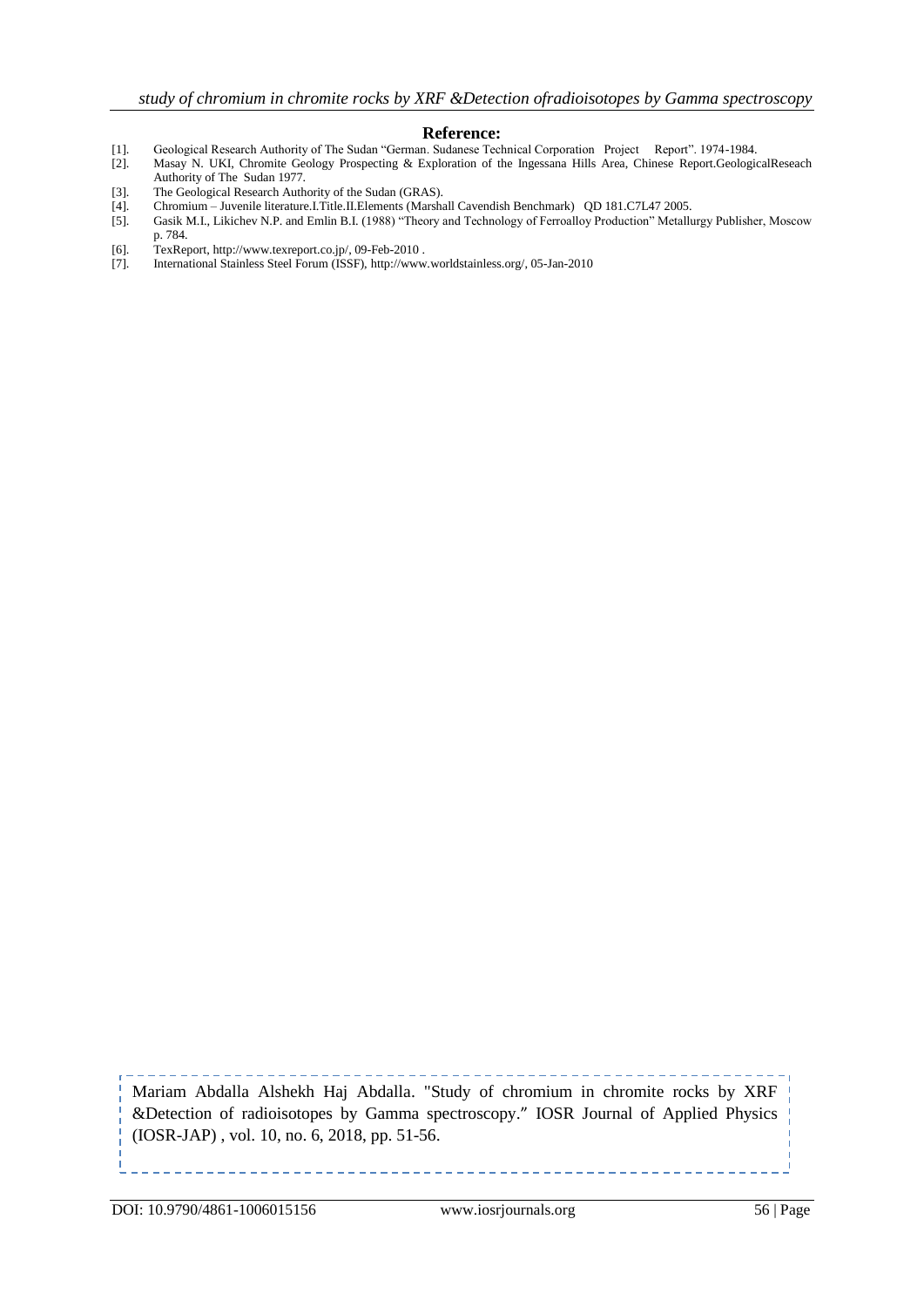**Reference:**

[1]. Geological Research Authority of The Sudan "German. Sudanese Technical Corporation Project Report". 1974-1984.

[2]. Masay N. UKI, Chromite Geology Prospecting & Exploration of the Ingessana Hills Area, Chinese Report.GeologicalReseach Authority of The Sudan 1977.

[3]. The Geological Research Authority of the Sudan (GRAS).

[4]. Chromium – Juvenile literature.I.Title.II.Elements (Marshall Cavendish Benchmark) QD 181.C7L47 2005.

[5]. Gasik M.I., Likichev N.P. and Emlin B.I. (1988) "Theory and Technology of Ferroalloy Production" Metallurgy Publisher, Moscow p. 784.

[6]. TexReport, http://www.texreport.co.jp/, 09-Feb-2010 .

[7]. International Stainless Steel Forum (ISSF), http://www.worldstainless.org/, 05-Jan-2010

Mariam Abdalla Alshekh Haj Abdalla. "Study of chromium in chromite rocks by XRF &Detection of radioisotopes by Gamma spectroscopy." IOSR Journal of Applied Physics (IOSR-JAP) , vol. 10, no. 6, 2018, pp. 51-56.